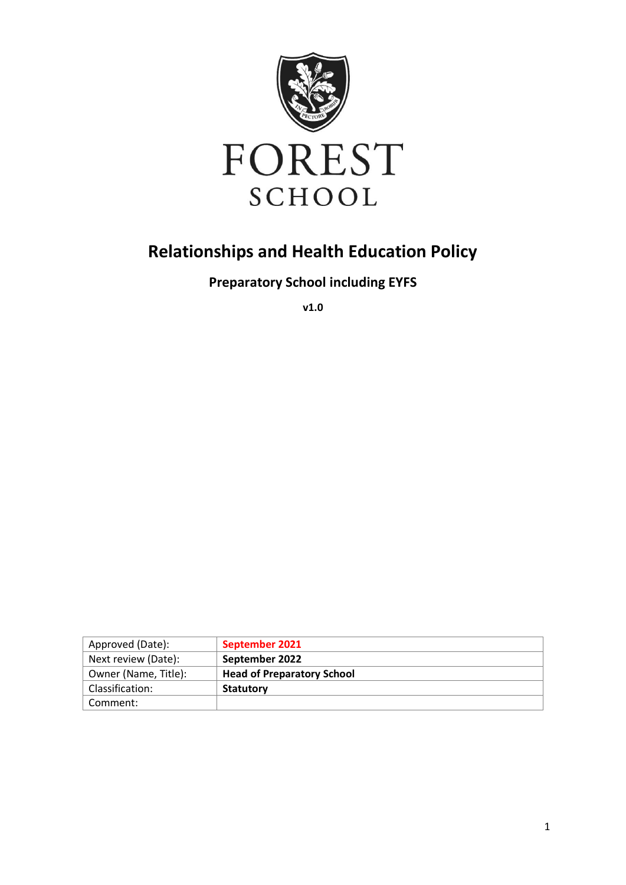FOREST

SCHOOL

# Relationships and Health Education Policy

## Preparatory School including EYFS

**v1.0**

| Approved (Date): | **September 2021** |
|---|---|
| Next review (Date): | **September 2022** |
| Owner (Name, Title): | **Head of Preparatory School** |
| Classification: | **Statutory** |
| Comment: | |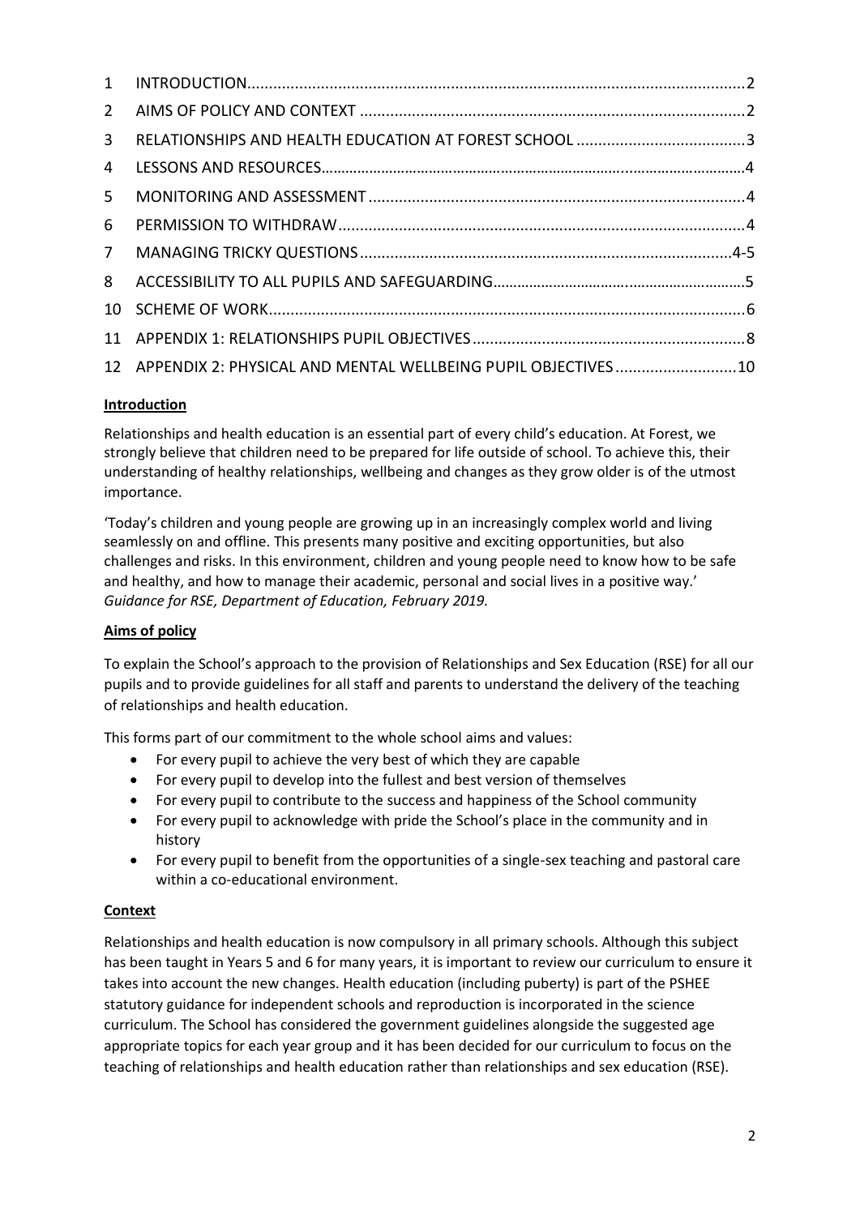| | | |
|---|---|---|
| 1 | INTRODUCTION | 2 |
| 2 | AIMS OF POLICY AND CONTEXT | 2 |
| 3 | RELATIONSHIPS AND HEALTH EDUCATION AT FOREST SCHOOL | 3 |
| 4 | LESSONS AND RESOURCES | 4 |
| 5 | MONITORING AND ASSESSMENT | 4 |
| 6 | PERMISSION TO WITHDRAW | 4 |
| 7 | MANAGING TRICKY QUESTIONS | 4-5 |
| 8 | ACCESSIBILITY TO ALL PUPILS AND SAFEGUARDING | 5 |
| 10 | SCHEME OF WORK | 6 |
| 11 | APPENDIX 1: RELATIONSHIPS PUPIL OBJECTIVES | 8 |
| 12 | APPENDIX 2: PHYSICAL AND MENTAL WELLBEING PUPIL OBJECTIVES | 10 |

## Introduction

Relationships and health education is an essential part of every child's education. At Forest, we strongly believe that children need to be prepared for life outside of school. To achieve this, their understanding of healthy relationships, wellbeing and changes as they grow older is of the utmost importance.

'Today's children and young people are growing up in an increasingly complex world and living seamlessly on and offline. This presents many positive and exciting opportunities, but also challenges and risks. In this environment, children and young people need to know how to be safe and healthy, and how to manage their academic, personal and social lives in a positive way.' *Guidance for RSE, Department of Education, February 2019.*

## Aims of policy

To explain the School's approach to the provision of Relationships and Sex Education (RSE) for all our pupils and to provide guidelines for all staff and parents to understand the delivery of the teaching of relationships and health education.

This forms part of our commitment to the whole school aims and values:

- For every pupil to achieve the very best of which they are capable
- For every pupil to develop into the fullest and best version of themselves
- For every pupil to contribute to the success and happiness of the School community
- For every pupil to acknowledge with pride the School's place in the community and in history
- For every pupil to benefit from the opportunities of a single-sex teaching and pastoral care within a co-educational environment.

## Context

Relationships and health education is now compulsory in all primary schools. Although this subject has been taught in Years 5 and 6 for many years, it is important to review our curriculum to ensure it takes into account the new changes. Health education (including puberty) is part of the PSHEE statutory guidance for independent schools and reproduction is incorporated in the science curriculum. The School has considered the government guidelines alongside the suggested age appropriate topics for each year group and it has been decided for our curriculum to focus on the teaching of relationships and health education rather than relationships and sex education (RSE).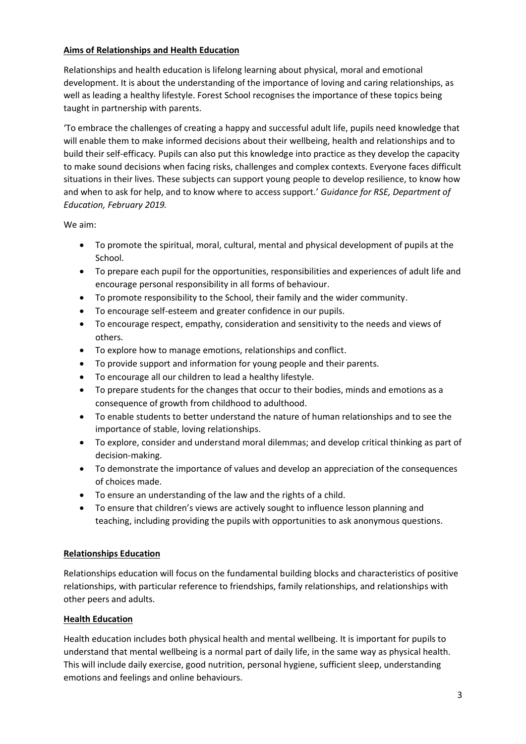## Aims of Relationships and Health Education

Relationships and health education is lifelong learning about physical, moral and emotional development. It is about the understanding of the importance of loving and caring relationships, as well as leading a healthy lifestyle. Forest School recognises the importance of these topics being taught in partnership with parents.

'To embrace the challenges of creating a happy and successful adult life, pupils need knowledge that will enable them to make informed decisions about their wellbeing, health and relationships and to build their self-efficacy. Pupils can also put this knowledge into practice as they develop the capacity to make sound decisions when facing risks, challenges and complex contexts. Everyone faces difficult situations in their lives. These subjects can support young people to develop resilience, to know how and when to ask for help, and to know where to access support.' *Guidance for RSE, Department of Education, February 2019.*

We aim:

- To promote the spiritual, moral, cultural, mental and physical development of pupils at the School.
- To prepare each pupil for the opportunities, responsibilities and experiences of adult life and encourage personal responsibility in all forms of behaviour.
- To promote responsibility to the School, their family and the wider community.
- To encourage self-esteem and greater confidence in our pupils.
- To encourage respect, empathy, consideration and sensitivity to the needs and views of others.
- To explore how to manage emotions, relationships and conflict.
- To provide support and information for young people and their parents.
- To encourage all our children to lead a healthy lifestyle.
- To prepare students for the changes that occur to their bodies, minds and emotions as a consequence of growth from childhood to adulthood.
- To enable students to better understand the nature of human relationships and to see the importance of stable, loving relationships.
- To explore, consider and understand moral dilemmas; and develop critical thinking as part of decision-making.
- To demonstrate the importance of values and develop an appreciation of the consequences of choices made.
- To ensure an understanding of the law and the rights of a child.
- To ensure that children's views are actively sought to influence lesson planning and teaching, including providing the pupils with opportunities to ask anonymous questions.

## Relationships Education

Relationships education will focus on the fundamental building blocks and characteristics of positive relationships, with particular reference to friendships, family relationships, and relationships with other peers and adults.

## Health Education

Health education includes both physical health and mental wellbeing. It is important for pupils to understand that mental wellbeing is a normal part of daily life, in the same way as physical health. This will include daily exercise, good nutrition, personal hygiene, sufficient sleep, understanding emotions and feelings and online behaviours.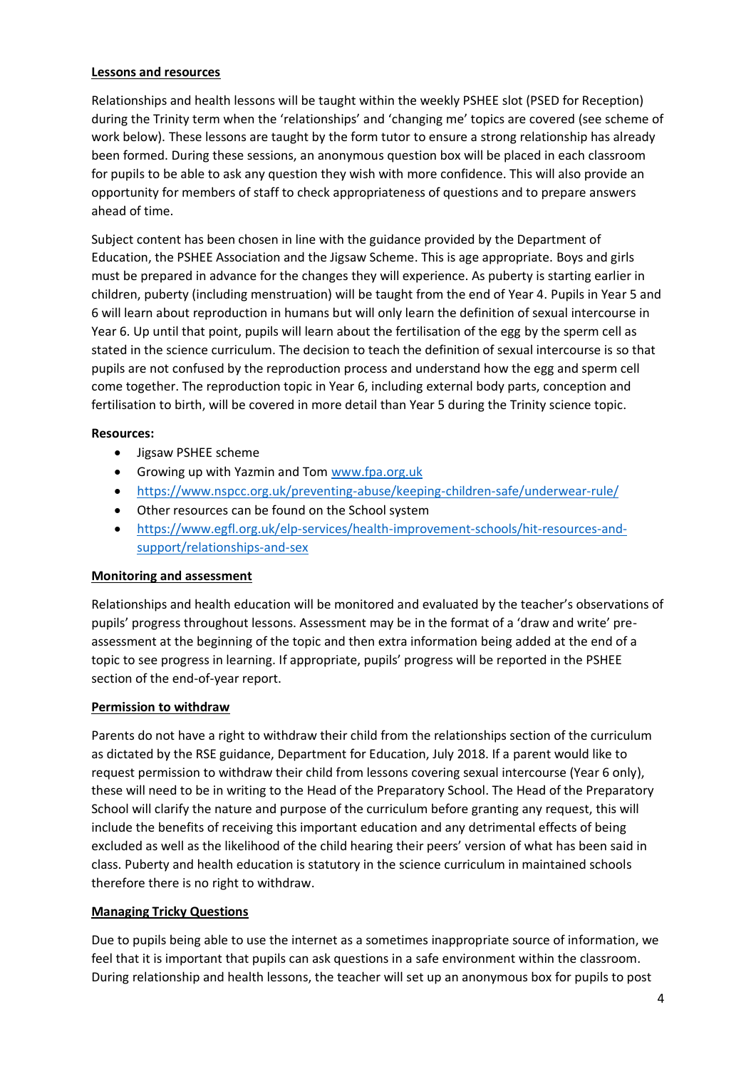**Lessons and resources**

Relationships and health lessons will be taught within the weekly PSHEE slot (PSED for Reception) during the Trinity term when the 'relationships' and 'changing me' topics are covered (see scheme of work below). These lessons are taught by the form tutor to ensure a strong relationship has already been formed. During these sessions, an anonymous question box will be placed in each classroom for pupils to be able to ask any question they wish with more confidence. This will also provide an opportunity for members of staff to check appropriateness of questions and to prepare answers ahead of time.

Subject content has been chosen in line with the guidance provided by the Department of Education, the PSHEE Association and the Jigsaw Scheme. This is age appropriate. Boys and girls must be prepared in advance for the changes they will experience. As puberty is starting earlier in children, puberty (including menstruation) will be taught from the end of Year 4. Pupils in Year 5 and 6 will learn about reproduction in humans but will only learn the definition of sexual intercourse in Year 6. Up until that point, pupils will learn about the fertilisation of the egg by the sperm cell as stated in the science curriculum. The decision to teach the definition of sexual intercourse is so that pupils are not confused by the reproduction process and understand how the egg and sperm cell come together. The reproduction topic in Year 6, including external body parts, conception and fertilisation to birth, will be covered in more detail than Year 5 during the Trinity science topic.

**Resources:**

- Jigsaw PSHEE scheme
- Growing up with Yazmin and Tom www.fpa.org.uk
- https://www.nspcc.org.uk/preventing-abuse/keeping-children-safe/underwear-rule/
- Other resources can be found on the School system
- https://www.egfl.org.uk/elp-services/health-improvement-schools/hit-resources-and-support/relationships-and-sex

**Monitoring and assessment**

Relationships and health education will be monitored and evaluated by the teacher's observations of pupils' progress throughout lessons. Assessment may be in the format of a 'draw and write' pre-assessment at the beginning of the topic and then extra information being added at the end of a topic to see progress in learning. If appropriate, pupils' progress will be reported in the PSHEE section of the end-of-year report.

**Permission to withdraw**

Parents do not have a right to withdraw their child from the relationships section of the curriculum as dictated by the RSE guidance, Department for Education, July 2018. If a parent would like to request permission to withdraw their child from lessons covering sexual intercourse (Year 6 only), these will need to be in writing to the Head of the Preparatory School. The Head of the Preparatory School will clarify the nature and purpose of the curriculum before granting any request, this will include the benefits of receiving this important education and any detrimental effects of being excluded as well as the likelihood of the child hearing their peers' version of what has been said in class. Puberty and health education is statutory in the science curriculum in maintained schools therefore there is no right to withdraw.

**Managing Tricky Questions**

Due to pupils being able to use the internet as a sometimes inappropriate source of information, we feel that it is important that pupils can ask questions in a safe environment within the classroom. During relationship and health lessons, the teacher will set up an anonymous box for pupils to post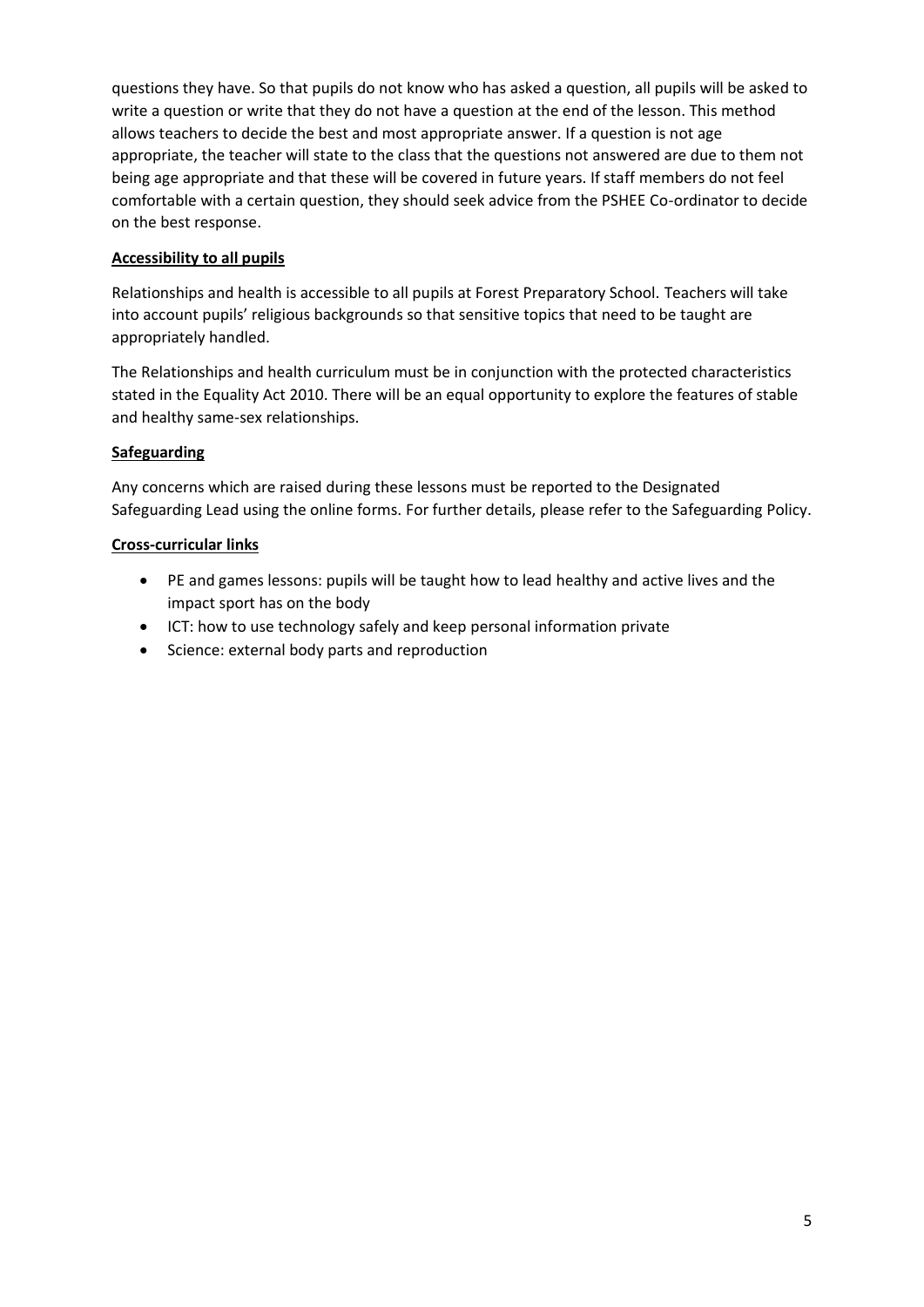questions they have. So that pupils do not know who has asked a question, all pupils will be asked to write a question or write that they do not have a question at the end of the lesson. This method allows teachers to decide the best and most appropriate answer. If a question is not age appropriate, the teacher will state to the class that the questions not answered are due to them not being age appropriate and that these will be covered in future years. If staff members do not feel comfortable with a certain question, they should seek advice from the PSHEE Co-ordinator to decide on the best response.

**Accessibility to all pupils**

Relationships and health is accessible to all pupils at Forest Preparatory School. Teachers will take into account pupils' religious backgrounds so that sensitive topics that need to be taught are appropriately handled.

The Relationships and health curriculum must be in conjunction with the protected characteristics stated in the Equality Act 2010. There will be an equal opportunity to explore the features of stable and healthy same-sex relationships.

**Safeguarding**

Any concerns which are raised during these lessons must be reported to the Designated Safeguarding Lead using the online forms. For further details, please refer to the Safeguarding Policy.

**Cross-curricular links**

- PE and games lessons: pupils will be taught how to lead healthy and active lives and the impact sport has on the body
- ICT: how to use technology safely and keep personal information private
- Science: external body parts and reproduction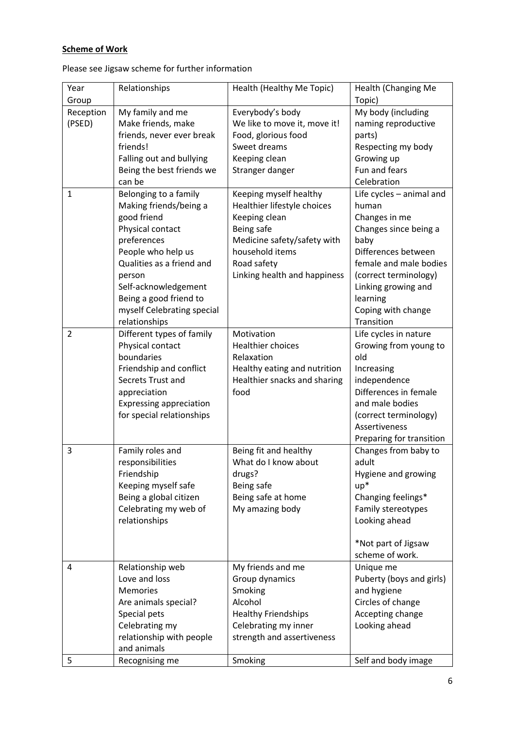**Scheme of Work**

Please see Jigsaw scheme for further information

| Year Group | Relationships | Health (Healthy Me Topic) | Health (Changing Me Topic) |
|---|---|---|---|
| Reception (PSED) | My family and me<br>Make friends, make friends, never ever break friends!<br>Falling out and bullying<br>Being the best friends we can be | Everybody's body<br>We like to move it, move it!<br>Food, glorious food<br>Sweet dreams<br>Keeping clean<br>Stranger danger | My body (including naming reproductive parts)<br>Respecting my body<br>Growing up<br>Fun and fears<br>Celebration |
| 1 | Belonging to a family<br>Making friends/being a good friend<br>Physical contact preferences<br>People who help us<br>Qualities as a friend and person<br>Self-acknowledgement<br>Being a good friend to myself Celebrating special relationships | Keeping myself healthy<br>Healthier lifestyle choices<br>Keeping clean<br>Being safe<br>Medicine safety/safety with household items<br>Road safety<br>Linking health and happiness | Life cycles – animal and human<br>Changes in me<br>Changes since being a baby<br>Differences between female and male bodies (correct terminology)<br>Linking growing and learning<br>Coping with change<br>Transition |
| 2 | Different types of family<br>Physical contact boundaries<br>Friendship and conflict<br>Secrets Trust and appreciation<br>Expressing appreciation for special relationships | Motivation<br>Healthier choices<br>Relaxation<br>Healthy eating and nutrition<br>Healthier snacks and sharing food | Life cycles in nature<br>Growing from young to old<br>Increasing independence<br>Differences in female and male bodies (correct terminology)<br>Assertiveness<br>Preparing for transition |
| 3 | Family roles and responsibilities<br>Friendship<br>Keeping myself safe<br>Being a global citizen<br>Celebrating my web of relationships | Being fit and healthy<br>What do I know about drugs?<br>Being safe<br>Being safe at home<br>My amazing body | Changes from baby to adult<br>Hygiene and growing up*<br>Changing feelings*<br>Family stereotypes<br>Looking ahead<br><br>*Not part of Jigsaw scheme of work. |
| 4 | Relationship web<br>Love and loss<br>Memories<br>Are animals special?<br>Special pets<br>Celebrating my relationship with people and animals | My friends and me<br>Group dynamics<br>Smoking<br>Alcohol<br>Healthy Friendships<br>Celebrating my inner strength and assertiveness | Unique me<br>Puberty (boys and girls) and hygiene<br>Circles of change<br>Accepting change<br>Looking ahead |
| 5 | Recognising me | Smoking | Self and body image |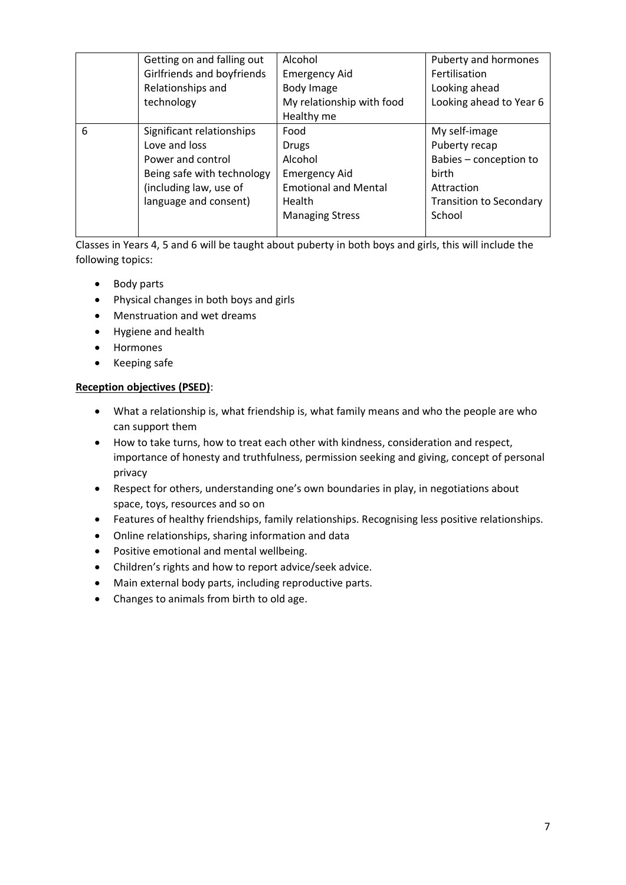|   | Getting on and falling out<br>Girlfriends and boyfriends<br>Relationships and technology | Alcohol<br>Emergency Aid<br>Body Image<br>My relationship with food<br>Healthy me | Puberty and hormones<br>Fertilisation<br>Looking ahead<br>Looking ahead to Year 6 |
|---|---|---|---|
| 6 | Significant relationships<br>Love and loss<br>Power and control<br>Being safe with technology (including law, use of language and consent) | Food<br>Drugs<br>Alcohol<br>Emergency Aid<br>Emotional and Mental Health<br>Managing Stress | My self-image<br>Puberty recap<br>Babies – conception to birth<br>Attraction<br>Transition to Secondary School |

Classes in Years 4, 5 and 6 will be taught about puberty in both boys and girls, this will include the following topics:

- Body parts
- Physical changes in both boys and girls
- Menstruation and wet dreams
- Hygiene and health
- Hormones
- Keeping safe

**Reception objectives (PSED)**:

- What a relationship is, what friendship is, what family means and who the people are who can support them
- How to take turns, how to treat each other with kindness, consideration and respect, importance of honesty and truthfulness, permission seeking and giving, concept of personal privacy
- Respect for others, understanding one's own boundaries in play, in negotiations about space, toys, resources and so on
- Features of healthy friendships, family relationships. Recognising less positive relationships.
- Online relationships, sharing information and data
- Positive emotional and mental wellbeing.
- Children's rights and how to report advice/seek advice.
- Main external body parts, including reproductive parts.
- Changes to animals from birth to old age.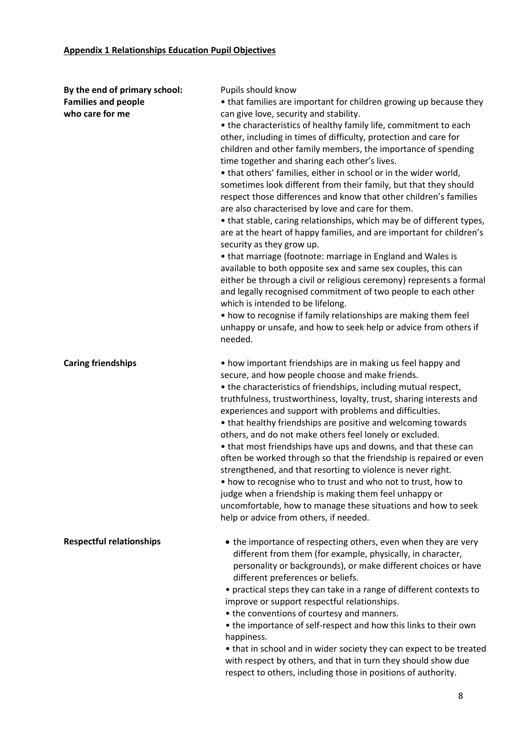**Appendix 1 Relationships Education Pupil Objectives**

**By the end of primary school:**

**Families and people who care for me**

Pupils should know

- that families are important for children growing up because they can give love, security and stability.
- the characteristics of healthy family life, commitment to each other, including in times of difficulty, protection and care for children and other family members, the importance of spending time together and sharing each other's lives.
- that others' families, either in school or in the wider world, sometimes look different from their family, but that they should respect those differences and know that other children's families are also characterised by love and care for them.
- that stable, caring relationships, which may be of different types, are at the heart of happy families, and are important for children's security as they grow up.
- that marriage (footnote: marriage in England and Wales is available to both opposite sex and same sex couples, this can either be through a civil or religious ceremony) represents a formal and legally recognised commitment of two people to each other which is intended to be lifelong.
- how to recognise if family relationships are making them feel unhappy or unsafe, and how to seek help or advice from others if needed.

**Caring friendships**

- how important friendships are in making us feel happy and secure, and how people choose and make friends.
- the characteristics of friendships, including mutual respect, truthfulness, trustworthiness, loyalty, trust, sharing interests and experiences and support with problems and difficulties.
- that healthy friendships are positive and welcoming towards others, and do not make others feel lonely or excluded.
- that most friendships have ups and downs, and that these can often be worked through so that the friendship is repaired or even strengthened, and that resorting to violence is never right.
- how to recognise who to trust and who not to trust, how to judge when a friendship is making them feel unhappy or uncomfortable, how to manage these situations and how to seek help or advice from others, if needed.

**Respectful relationships**

- the importance of respecting others, even when they are very different from them (for example, physically, in character, personality or backgrounds), or make different choices or have different preferences or beliefs.
- practical steps they can take in a range of different contexts to improve or support respectful relationships.
- the conventions of courtesy and manners.
- the importance of self-respect and how this links to their own happiness.
- that in school and in wider society they can expect to be treated with respect by others, and that in turn they should show due respect to others, including those in positions of authority.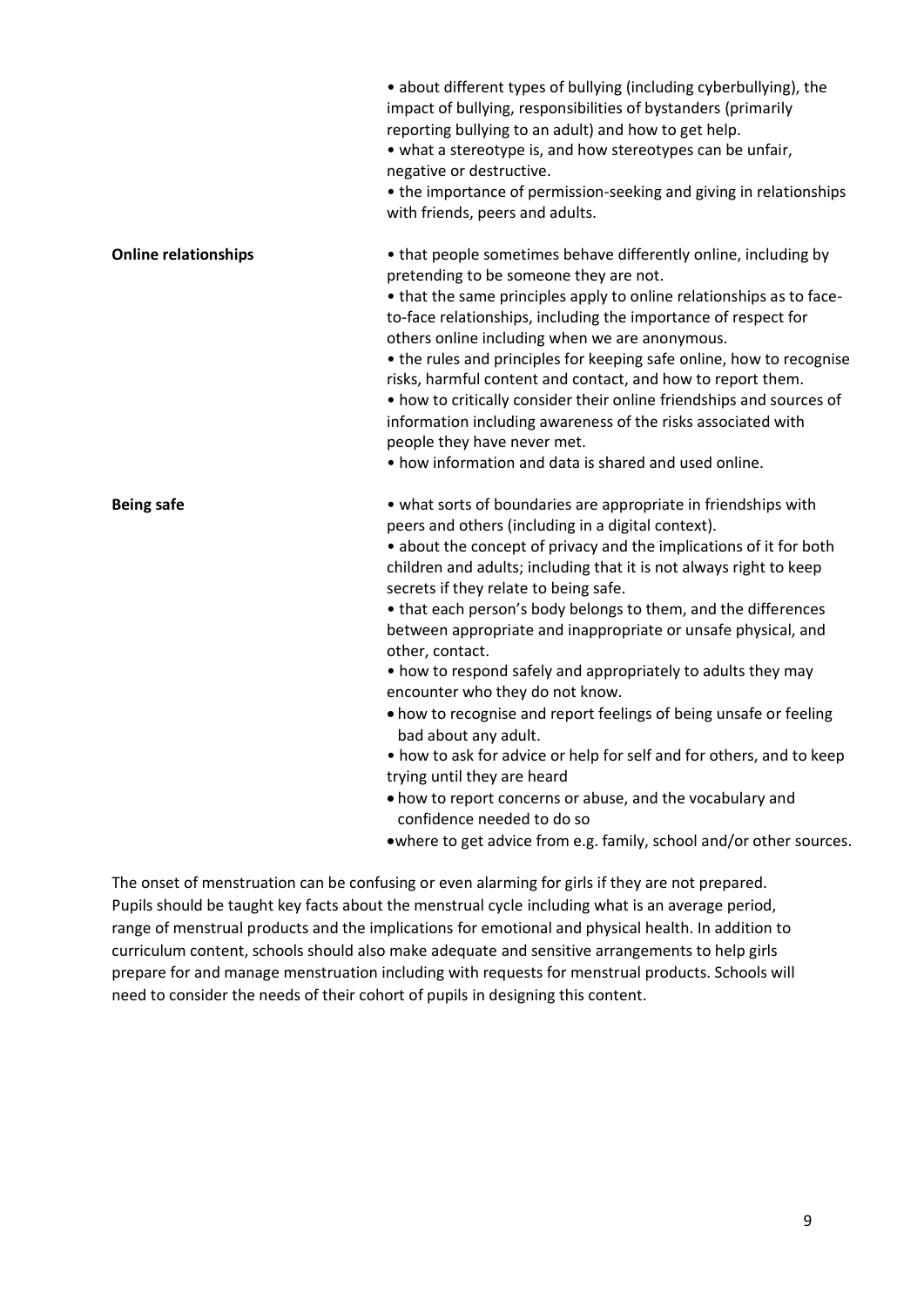| | |
|---|---|
| | • about different types of bullying (including cyberbullying), the impact of bullying, responsibilities of bystanders (primarily reporting bullying to an adult) and how to get help.<br>• what a stereotype is, and how stereotypes can be unfair, negative or destructive.<br>• the importance of permission-seeking and giving in relationships with friends, peers and adults. |
| **Online relationships** | • that people sometimes behave differently online, including by pretending to be someone they are not.<br>• that the same principles apply to online relationships as to face-to-face relationships, including the importance of respect for others online including when we are anonymous.<br>• the rules and principles for keeping safe online, how to recognise risks, harmful content and contact, and how to report them.<br>• how to critically consider their online friendships and sources of information including awareness of the risks associated with people they have never met.<br>• how information and data is shared and used online. |
| **Being safe** | • what sorts of boundaries are appropriate in friendships with peers and others (including in a digital context).<br>• about the concept of privacy and the implications of it for both children and adults; including that it is not always right to keep secrets if they relate to being safe.<br>• that each person's body belongs to them, and the differences between appropriate and inappropriate or unsafe physical, and other, contact.<br>• how to respond safely and appropriately to adults they may encounter who they do not know.<br>• how to recognise and report feelings of being unsafe or feeling bad about any adult.<br>• how to ask for advice or help for self and for others, and to keep trying until they are heard<br>• how to report concerns or abuse, and the vocabulary and confidence needed to do so<br>• where to get advice from e.g. family, school and/or other sources. |

The onset of menstruation can be confusing or even alarming for girls if they are not prepared. Pupils should be taught key facts about the menstrual cycle including what is an average period, range of menstrual products and the implications for emotional and physical health. In addition to curriculum content, schools should also make adequate and sensitive arrangements to help girls prepare for and manage menstruation including with requests for menstrual products. Schools will need to consider the needs of their cohort of pupils in designing this content.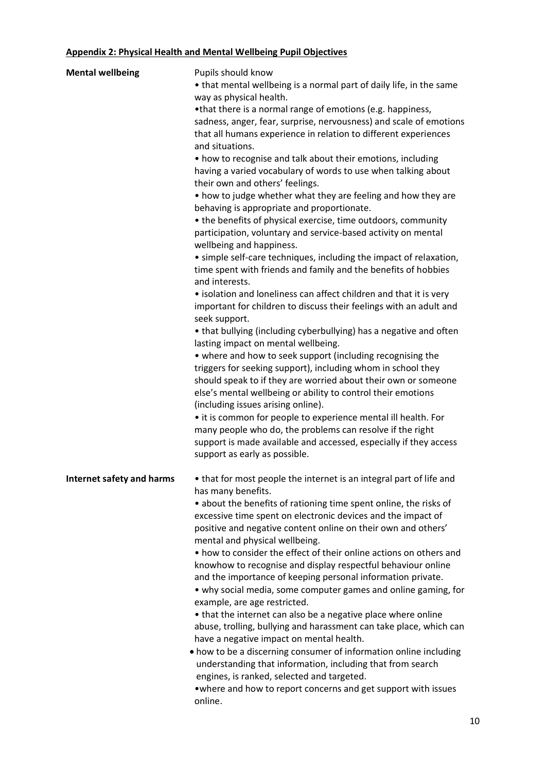**Appendix 2: Physical Health and Mental Wellbeing Pupil Objectives**

| | |
|---|---|
| **Mental wellbeing** | Pupils should know<br>• that mental wellbeing is a normal part of daily life, in the same way as physical health.<br>•that there is a normal range of emotions (e.g. happiness, sadness, anger, fear, surprise, nervousness) and scale of emotions that all humans experience in relation to different experiences and situations.<br>• how to recognise and talk about their emotions, including having a varied vocabulary of words to use when talking about their own and others' feelings.<br>• how to judge whether what they are feeling and how they are behaving is appropriate and proportionate.<br>• the benefits of physical exercise, time outdoors, community participation, voluntary and service-based activity on mental wellbeing and happiness.<br>• simple self-care techniques, including the impact of relaxation, time spent with friends and family and the benefits of hobbies and interests.<br>• isolation and loneliness can affect children and that it is very important for children to discuss their feelings with an adult and seek support.<br>• that bullying (including cyberbullying) has a negative and often lasting impact on mental wellbeing.<br>• where and how to seek support (including recognising the triggers for seeking support), including whom in school they should speak to if they are worried about their own or someone else's mental wellbeing or ability to control their emotions (including issues arising online).<br>• it is common for people to experience mental ill health. For many people who do, the problems can resolve if the right support is made available and accessed, especially if they access support as early as possible. |
| **Internet safety and harms** | • that for most people the internet is an integral part of life and has many benefits.<br>• about the benefits of rationing time spent online, the risks of excessive time spent on electronic devices and the impact of positive and negative content online on their own and others' mental and physical wellbeing.<br>• how to consider the effect of their online actions on others and knowhow to recognise and display respectful behaviour online and the importance of keeping personal information private.<br>• why social media, some computer games and online gaming, for example, are age restricted.<br>• that the internet can also be a negative place where online abuse, trolling, bullying and harassment can take place, which can have a negative impact on mental health.<br>• how to be a discerning consumer of information online including understanding that information, including that from search engines, is ranked, selected and targeted.<br>•where and how to report concerns and get support with issues online. |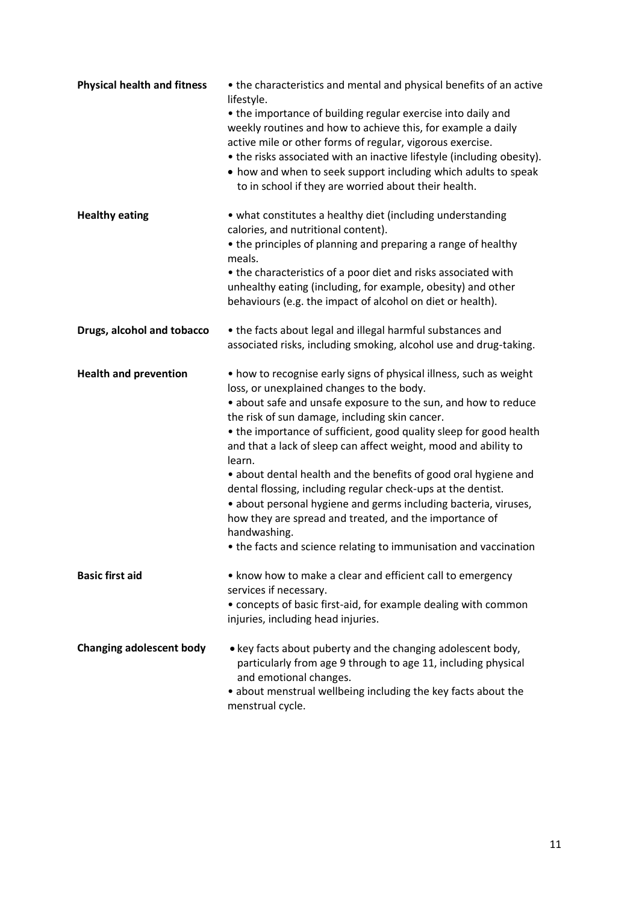| | |
|---|---|
| **Physical health and fitness** | • the characteristics and mental and physical benefits of an active lifestyle.<br>• the importance of building regular exercise into daily and weekly routines and how to achieve this, for example a daily active mile or other forms of regular, vigorous exercise.<br>• the risks associated with an inactive lifestyle (including obesity).<br>• how and when to seek support including which adults to speak to in school if they are worried about their health. |
| **Healthy eating** | • what constitutes a healthy diet (including understanding calories, and nutritional content).<br>• the principles of planning and preparing a range of healthy meals.<br>• the characteristics of a poor diet and risks associated with unhealthy eating (including, for example, obesity) and other behaviours (e.g. the impact of alcohol on diet or health). |
| **Drugs, alcohol and tobacco** | • the facts about legal and illegal harmful substances and associated risks, including smoking, alcohol use and drug-taking. |
| **Health and prevention** | • how to recognise early signs of physical illness, such as weight loss, or unexplained changes to the body.<br>• about safe and unsafe exposure to the sun, and how to reduce the risk of sun damage, including skin cancer.<br>• the importance of sufficient, good quality sleep for good health and that a lack of sleep can affect weight, mood and ability to learn.<br>• about dental health and the benefits of good oral hygiene and dental flossing, including regular check-ups at the dentist.<br>• about personal hygiene and germs including bacteria, viruses, how they are spread and treated, and the importance of handwashing.<br>• the facts and science relating to immunisation and vaccination |
| **Basic first aid** | • know how to make a clear and efficient call to emergency services if necessary.<br>• concepts of basic first-aid, for example dealing with common injuries, including head injuries. |
| **Changing adolescent body** | • key facts about puberty and the changing adolescent body, particularly from age 9 through to age 11, including physical and emotional changes.<br>• about menstrual wellbeing including the key facts about the menstrual cycle. |